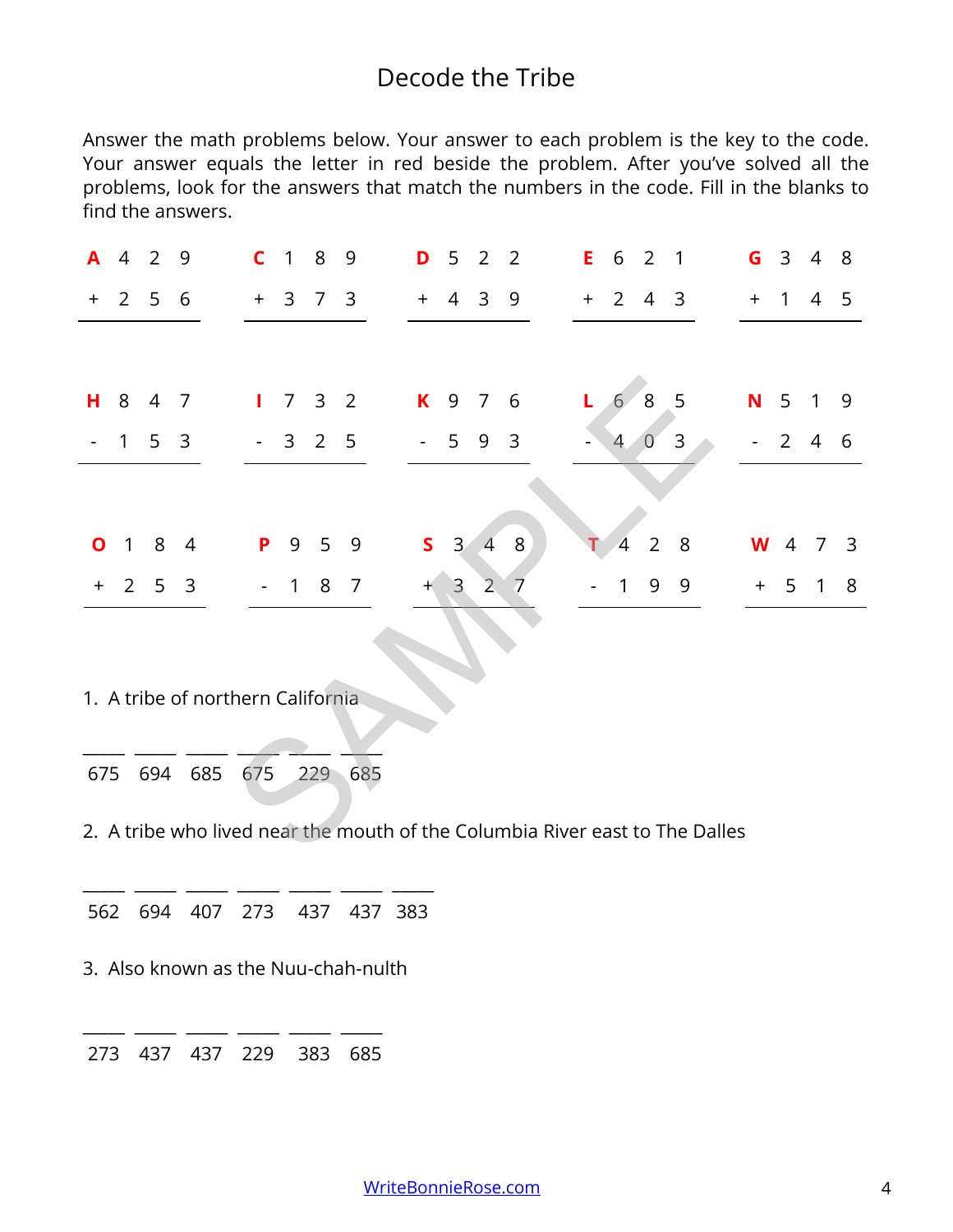# Decode the Tribe

Answer the math problems below. Your answer to each problem is the key to the code. Your answer equals the letter in red beside the problem. After you've solved all the problems, look for the answers that match the numbers in the code. Fill in the blanks to find the answers.

| | | | | |
|---|---|---|---|---|
| **A** 429 + 256 | **C** 189 + 373 | **D** 522 + 439 | **E** 621 + 243 | **G** 348 + 145 |
| **H** 847 - 153 | **I** 732 - 325 | **K** 976 - 593 | **L** 685 - 403 | **N** 519 - 246 |
| **O** 184 + 253 | **P** 959 - 187 | **S** 348 + 327 | **T** 428 - 199 | **W** 473 + 518 |

1. A tribe of northern California

\_\_\_\_ \_\_\_\_ \_\_\_\_ \_\_\_\_ \_\_\_\_ \_\_\_\_

675 694 685 675 229 685

2. A tribe who lived near the mouth of the Columbia River east to The Dalles

\_\_\_\_ \_\_\_\_ \_\_\_\_ \_\_\_\_ \_\_\_\_ \_\_\_\_ \_\_\_\_

562 694 407 273 437 437 383

3. Also known as the Nuu-chah-nulth

\_\_\_\_ \_\_\_\_ \_\_\_\_ \_\_\_\_ \_\_\_\_ \_\_\_\_

273 437 437 229 383 685

WriteBonnieRose.com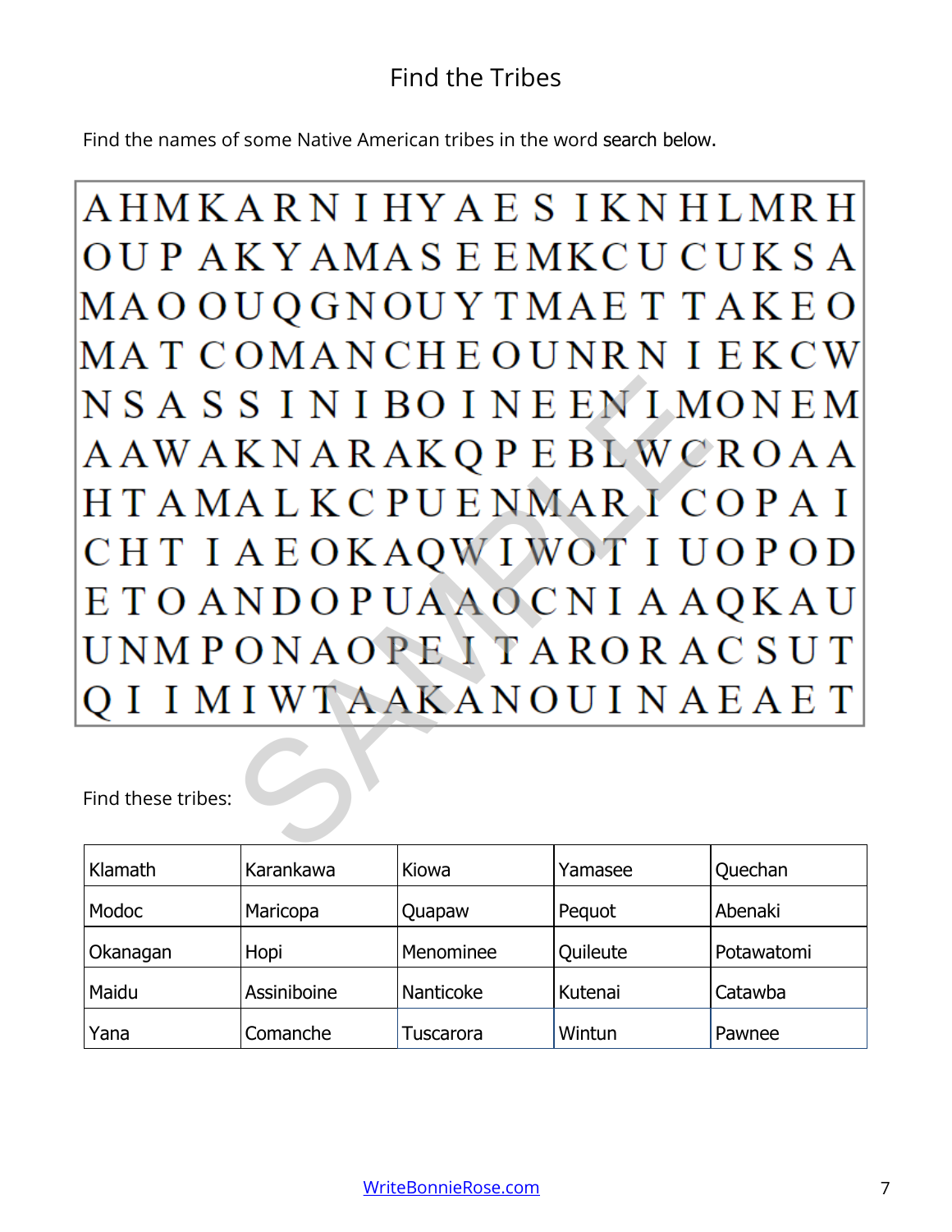# Find the Tribes

Find the names of some Native American tribes in the word search below.

```
A H M K A R N I H Y A E S I K N H L M R H
O U P A K Y A M A S E E M K C U C U K S A
M A O O U Q G N O U Y T M A E T T A K E O
M A T C O M A N C H E O U N R N I E K C W
N S A S S I N I B O I N E E N I M O N E M
A A W A K N A R A K Q P E B L W C R O A A
H T A M A L K C P U E N M A R I C O P A I
C H T I A E O K A Q W I W O T I U O P O D
E T O A N D O P U A A O C N I A A Q K A U
U N M P O N A O P E I T A R O R A C S U T
Q I I M I W T A A K A N O U I N A E A E T
```

Find these tribes:

| | | | | |
|---|---|---|---|---|
| Klamath | Karankawa | Kiowa | Yamasee | Quechan |
| Modoc | Maricopa | Quapaw | Pequot | Abenaki |
| Okanagan | Hopi | Menominee | Quileute | Potawatomi |
| Maidu | Assiniboine | Nanticoke | Kutenai | Catawba |
| Yana | Comanche | Tuscarora | Wintun | Pawnee |

[WriteBonnieRose.com](https://WriteBonnieRose.com)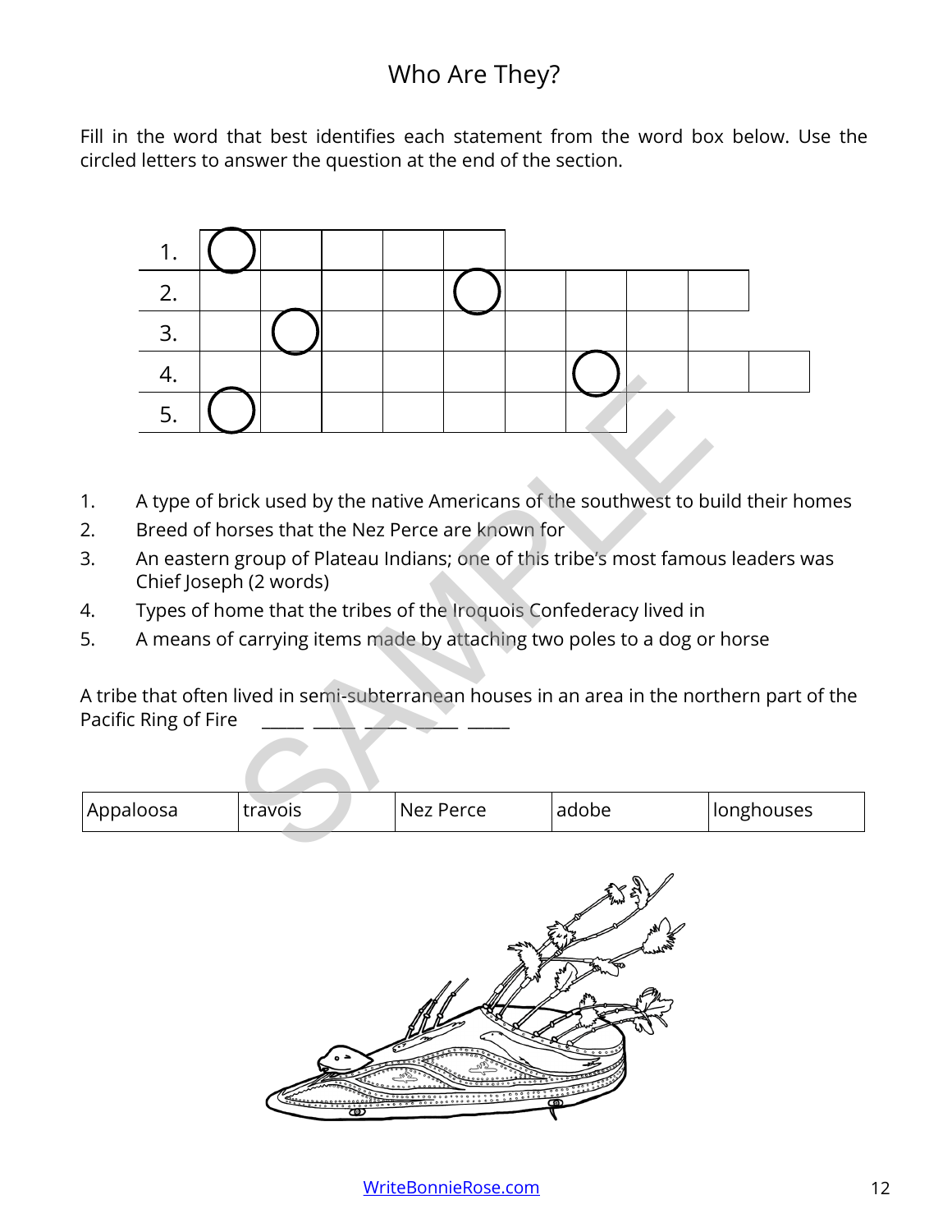# Who Are They?

Fill in the word that best identifies each statement from the word box below. Use the circled letters to answer the question at the end of the section.

| | | | | | | | | | | |
|---|---|---|---|---|---|---|---|---|---|---|
| 1. | ◯ | | | | | | | | | |
| 2. | | | | | ◯ | | | | | |
| 3. | | ◯ | | | | | | | | |
| 4. | | | | | | | ◯ | | | |
| 5. | ◯ | | | | | | | | | |

1. A type of brick used by the native Americans of the southwest to build their homes
2. Breed of horses that the Nez Perce are known for
3. An eastern group of Plateau Indians; one of this tribe's most famous leaders was Chief Joseph (2 words)
4. Types of home that the tribes of the Iroquois Confederacy lived in
5. A means of carrying items made by attaching two poles to a dog or horse

A tribe that often lived in semi-subterranean houses in an area in the northern part of the Pacific Ring of Fire \_\_\_\_\_ \_\_\_\_\_ \_\_\_\_\_ \_\_\_\_\_ \_\_\_\_\_

| Appaloosa | travois | Nez Perce | adobe | longhouses |
|---|---|---|---|---|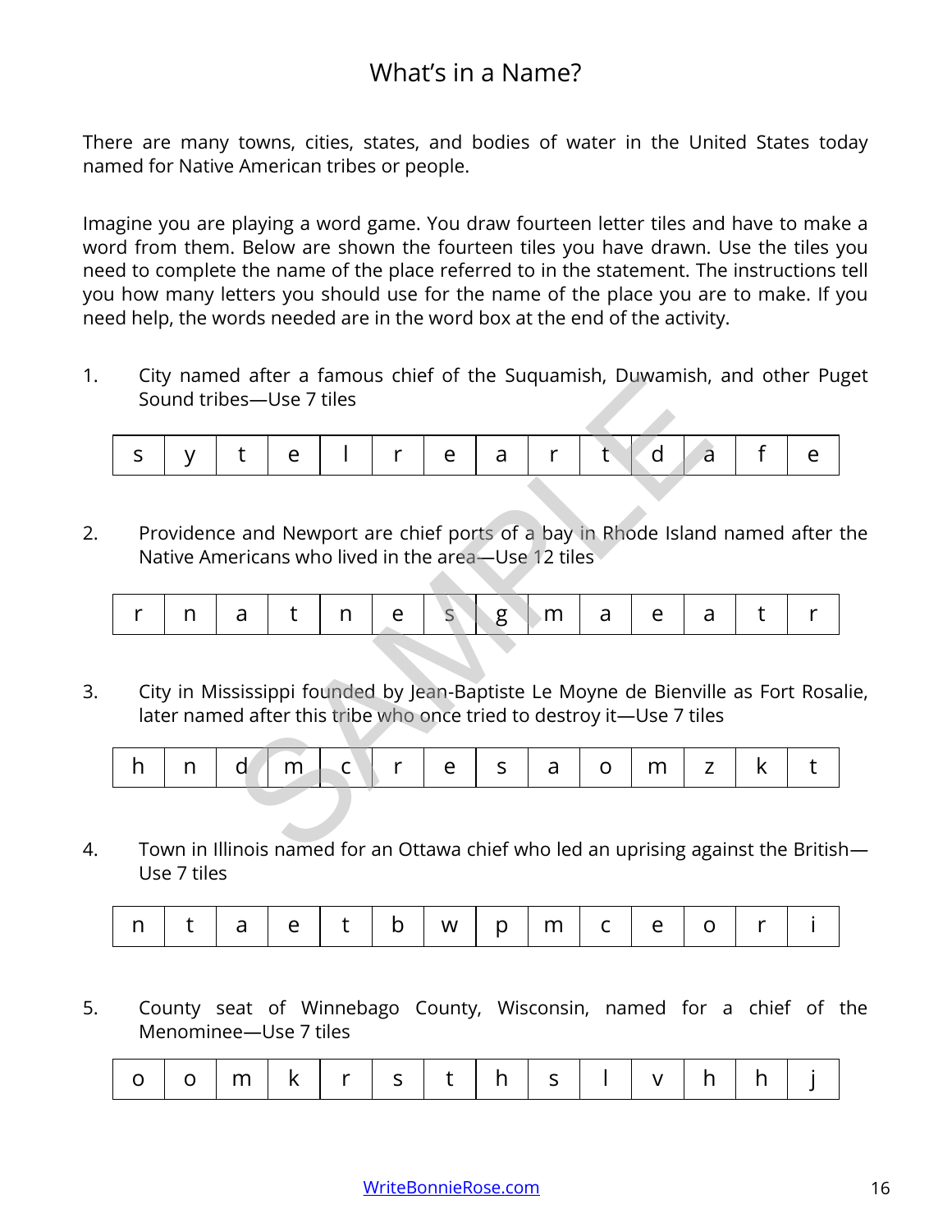# What's in a Name?

There are many towns, cities, states, and bodies of water in the United States today named for Native American tribes or people.

Imagine you are playing a word game. You draw fourteen letter tiles and have to make a word from them. Below are shown the fourteen tiles you have drawn. Use the tiles you need to complete the name of the place referred to in the statement. The instructions tell you how many letters you should use for the name of the place you are to make. If you need help, the words needed are in the word box at the end of the activity.

1. City named after a famous chief of the Suquamish, Duwamish, and other Puget Sound tribes—Use 7 tiles

| | | | | | | | | | | | | | |
|---|---|---|---|---|---|---|---|---|---|---|---|---|---|
| s | y | t | e | l | r | e | a | r | t | d | a | f | e |

2. Providence and Newport are chief ports of a bay in Rhode Island named after the Native Americans who lived in the area—Use 12 tiles

| | | | | | | | | | | | | | |
|---|---|---|---|---|---|---|---|---|---|---|---|---|---|
| r | n | a | t | n | e | s | g | m | a | e | a | t | r |

3. City in Mississippi founded by Jean-Baptiste Le Moyne de Bienville as Fort Rosalie, later named after this tribe who once tried to destroy it—Use 7 tiles

| | | | | | | | | | | | | | |
|---|---|---|---|---|---|---|---|---|---|---|---|---|---|
| h | n | d | m | c | r | e | s | a | o | m | z | k | t |

4. Town in Illinois named for an Ottawa chief who led an uprising against the British—Use 7 tiles

| | | | | | | | | | | | | | |
|---|---|---|---|---|---|---|---|---|---|---|---|---|---|
| n | t | a | e | t | b | w | p | m | c | e | o | r | i |

5. County seat of Winnebago County, Wisconsin, named for a chief of the Menominee—Use 7 tiles

| | | | | | | | | | | | | | |
|---|---|---|---|---|---|---|---|---|---|---|---|---|---|
| o | o | m | k | r | s | t | h | s | l | v | h | h | j |

WriteBonnieRose.com